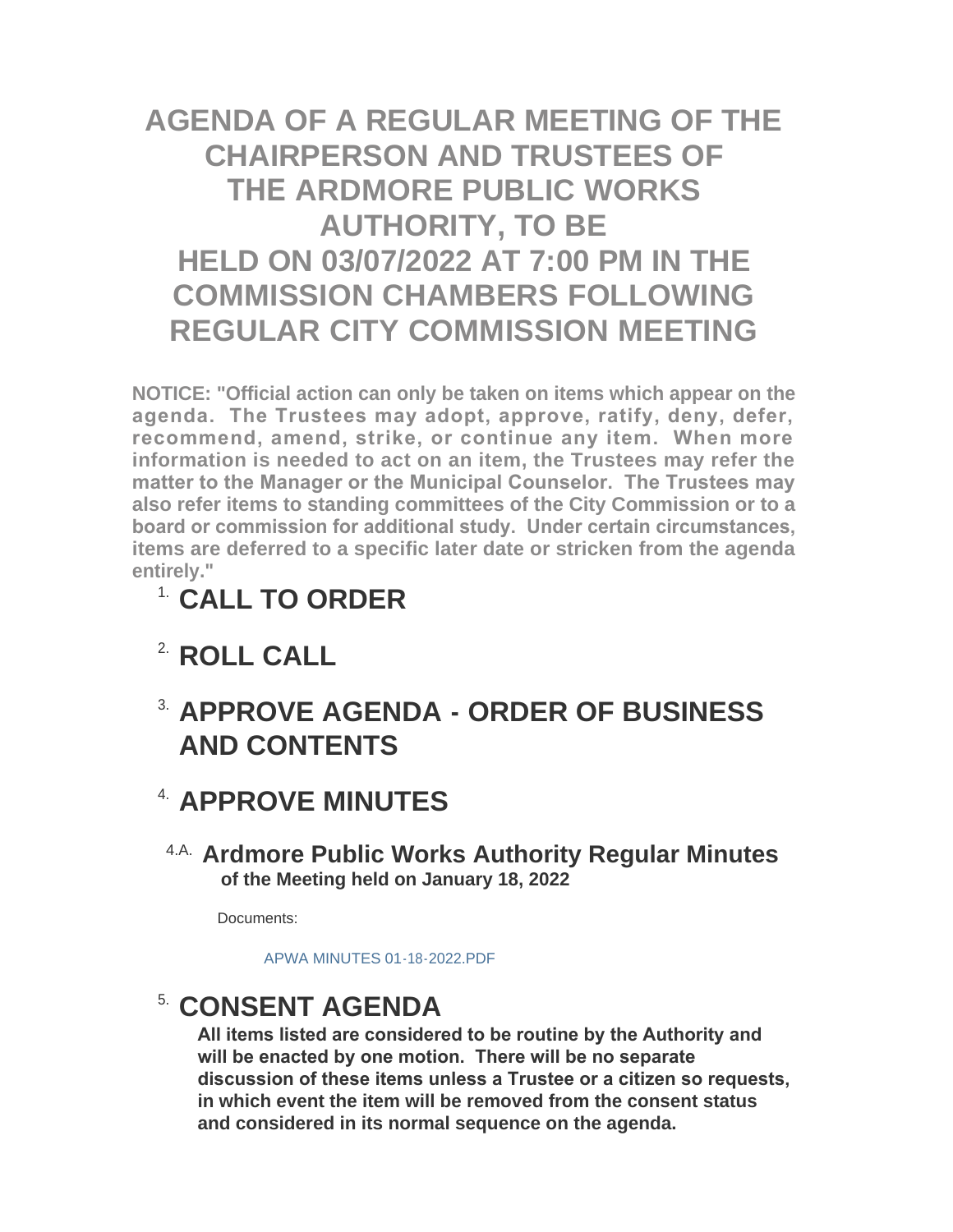# AGENDA OF A REGULAR MEETING OF THE CHAIRPERSON AND TRUSTEES OF THE ARDMORE PUBLIC WORKS AUTHORITY, TO BE HELD ON 03/07/2022 AT 7:00 PM IN THE COMMISSION CHAMBERS FOLLOWING REGULAR CITY COMMISSION MEETING

**NOTICE: "Official action can only be taken on items which appear on the agenda. The Trustees may adopt, approve, ratify, deny, defer, recommend, amend, strike, or continue any item. When more information is needed to act on an item, the Trustees may refer the matter to the Manager or the Municipal Counselor. The Trustees may also refer items to standing committees of the City Commission or to a board or commission for additional study. Under certain circumstances, items are deferred to a specific later date or stricken from the agenda entirely."**

## 1. CALL TO ORDER

## 2. ROLL CALL

## 3. APPROVE AGENDA - ORDER OF BUSINESS AND CONTENTS

## 4. APPROVE MINUTES

### 4.A. Ardmore Public Works Authority Regular Minutes

**of the Meeting held on January 18, 2022**

Documents:

APWA MINUTES 01-18-2022.PDF

## 5. CONSENT AGENDA

**All items listed are considered to be routine by the Authority and will be enacted by one motion. There will be no separate discussion of these items unless a Trustee or a citizen so requests, in which event the item will be removed from the consent status and considered in its normal sequence on the agenda.**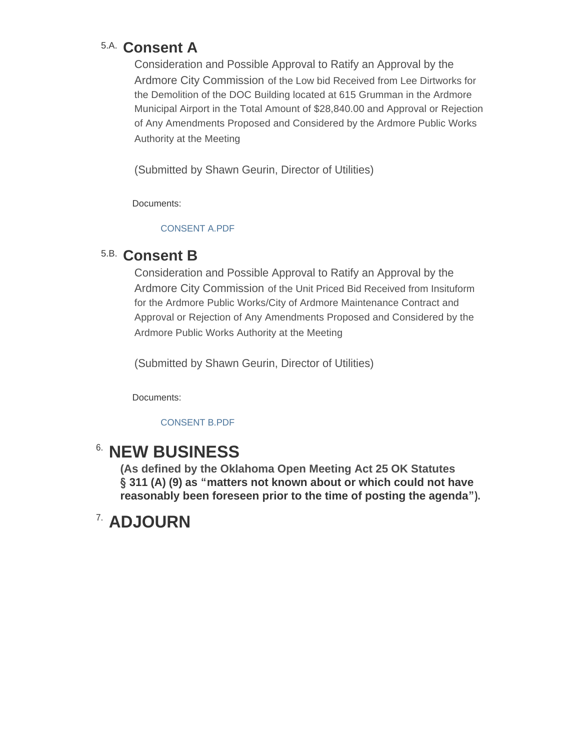## 5.A. Consent A

Consideration and Possible Approval to Ratify an Approval by the Ardmore City Commission of the Low bid Received from Lee Dirtworks for the Demolition of the DOC Building located at 615 Grumman in the Ardmore Municipal Airport in the Total Amount of $28,840.00 and Approval or Rejection of Any Amendments Proposed and Considered by the Ardmore Public Works Authority at the Meeting

(Submitted by Shawn Geurin, Director of Utilities)

Documents:

CONSENT A.PDF

## 5.B. Consent B

Consideration and Possible Approval to Ratify an Approval by the Ardmore City Commission of the Unit Priced Bid Received from Insituform for the Ardmore Public Works/City of Ardmore Maintenance Contract and Approval or Rejection of Any Amendments Proposed and Considered by the Ardmore Public Works Authority at the Meeting

(Submitted by Shawn Geurin, Director of Utilities)

Documents:

CONSENT B.PDF

# 6. NEW BUSINESS

**(As defined by the Oklahoma Open Meeting Act 25 OK Statutes § 311 (A) (9) as "matters not known about or which could not have reasonably been foreseen prior to the time of posting the agenda").**

# 7. ADJOURN